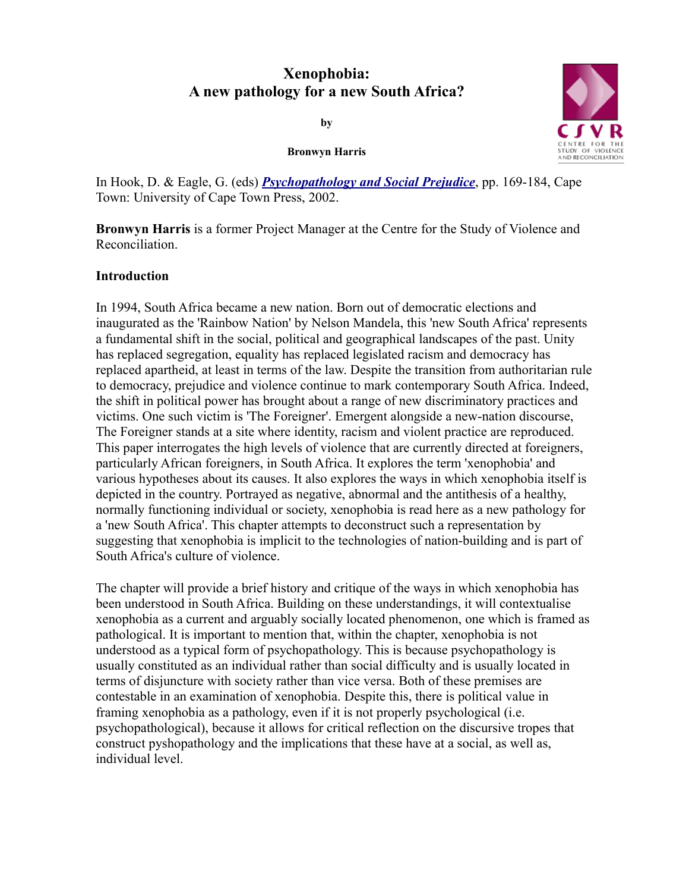# Xenophobia: A new pathology for a new South Africa?

**by**

**Bronwyn Harris**

In Hook, D. & Eagle, G. (eds) ***Psychopathology and Social Prejudice***, pp. 169-184, Cape Town: University of Cape Town Press, 2002.

**Bronwyn Harris** is a former Project Manager at the Centre for the Study of Violence and Reconciliation.

## Introduction

In 1994, South Africa became a new nation. Born out of democratic elections and inaugurated as the 'Rainbow Nation' by Nelson Mandela, this 'new South Africa' represents a fundamental shift in the social, political and geographical landscapes of the past. Unity has replaced segregation, equality has replaced legislated racism and democracy has replaced apartheid, at least in terms of the law. Despite the transition from authoritarian rule to democracy, prejudice and violence continue to mark contemporary South Africa. Indeed, the shift in political power has brought about a range of new discriminatory practices and victims. One such victim is 'The Foreigner'. Emergent alongside a new-nation discourse, The Foreigner stands at a site where identity, racism and violent practice are reproduced. This paper interrogates the high levels of violence that are currently directed at foreigners, particularly African foreigners, in South Africa. It explores the term 'xenophobia' and various hypotheses about its causes. It also explores the ways in which xenophobia itself is depicted in the country. Portrayed as negative, abnormal and the antithesis of a healthy, normally functioning individual or society, xenophobia is read here as a new pathology for a 'new South Africa'. This chapter attempts to deconstruct such a representation by suggesting that xenophobia is implicit to the technologies of nation-building and is part of South Africa's culture of violence.

The chapter will provide a brief history and critique of the ways in which xenophobia has been understood in South Africa. Building on these understandings, it will contextualise xenophobia as a current and arguably socially located phenomenon, one which is framed as pathological. It is important to mention that, within the chapter, xenophobia is not understood as a typical form of psychopathology. This is because psychopathology is usually constituted as an individual rather than social difficulty and is usually located in terms of disjuncture with society rather than vice versa. Both of these premises are contestable in an examination of xenophobia. Despite this, there is political value in framing xenophobia as a pathology, even if it is not properly psychological (i.e. psychopathological), because it allows for critical reflection on the discursive tropes that construct pyshopathology and the implications that these have at a social, as well as, individual level.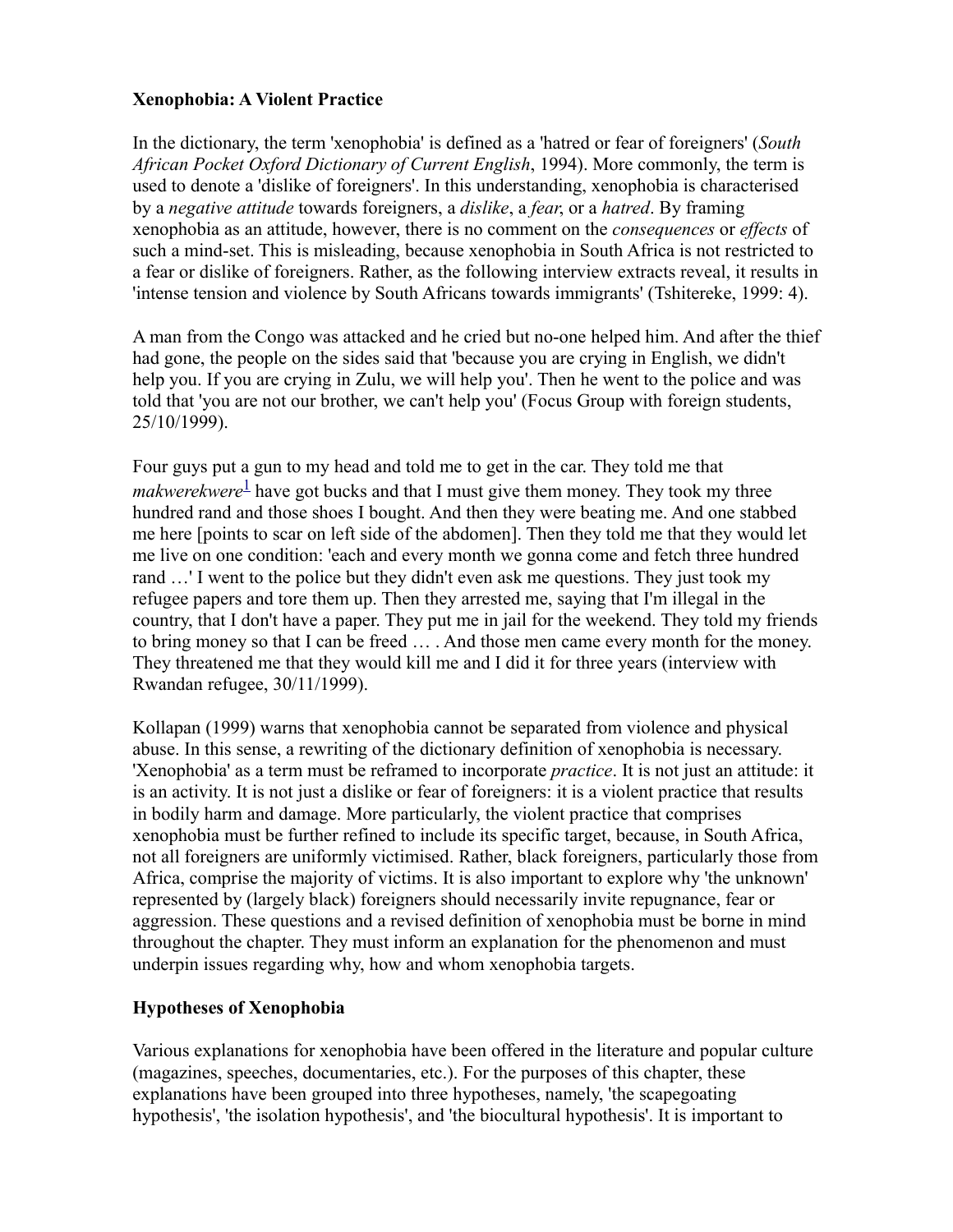**Xenophobia: A Violent Practice**

In the dictionary, the term 'xenophobia' is defined as a 'hatred or fear of foreigners' (*South African Pocket Oxford Dictionary of Current English*, 1994). More commonly, the term is used to denote a 'dislike of foreigners'. In this understanding, xenophobia is characterised by a *negative attitude* towards foreigners, a *dislike*, a *fear*, or a *hatred*. By framing xenophobia as an attitude, however, there is no comment on the *consequences* or *effects* of such a mind-set. This is misleading, because xenophobia in South Africa is not restricted to a fear or dislike of foreigners. Rather, as the following interview extracts reveal, it results in 'intense tension and violence by South Africans towards immigrants' (Tshitereke, 1999: 4).

A man from the Congo was attacked and he cried but no-one helped him. And after the thief had gone, the people on the sides said that 'because you are crying in English, we didn't help you. If you are crying in Zulu, we will help you'. Then he went to the police and was told that 'you are not our brother, we can't help you' (Focus Group with foreign students, 25/10/1999).

Four guys put a gun to my head and told me to get in the car. They told me that *makwerekwere*[1] have got bucks and that I must give them money. They took my three hundred rand and those shoes I bought. And then they were beating me. And one stabbed me here [points to scar on left side of the abdomen]. Then they told me that they would let me live on one condition: 'each and every month we gonna come and fetch three hundred rand …' I went to the police but they didn't even ask me questions. They just took my refugee papers and tore them up. Then they arrested me, saying that I'm illegal in the country, that I don't have a paper. They put me in jail for the weekend. They told my friends to bring money so that I can be freed … . And those men came every month for the money. They threatened me that they would kill me and I did it for three years (interview with Rwandan refugee, 30/11/1999).

Kollapan (1999) warns that xenophobia cannot be separated from violence and physical abuse. In this sense, a rewriting of the dictionary definition of xenophobia is necessary. 'Xenophobia' as a term must be reframed to incorporate *practice*. It is not just an attitude: it is an activity. It is not just a dislike or fear of foreigners: it is a violent practice that results in bodily harm and damage. More particularly, the violent practice that comprises xenophobia must be further refined to include its specific target, because, in South Africa, not all foreigners are uniformly victimised. Rather, black foreigners, particularly those from Africa, comprise the majority of victims. It is also important to explore why 'the unknown' represented by (largely black) foreigners should necessarily invite repugnance, fear or aggression. These questions and a revised definition of xenophobia must be borne in mind throughout the chapter. They must inform an explanation for the phenomenon and must underpin issues regarding why, how and whom xenophobia targets.

**Hypotheses of Xenophobia**

Various explanations for xenophobia have been offered in the literature and popular culture (magazines, speeches, documentaries, etc.). For the purposes of this chapter, these explanations have been grouped into three hypotheses, namely, 'the scapegoating hypothesis', 'the isolation hypothesis', and 'the biocultural hypothesis'. It is important to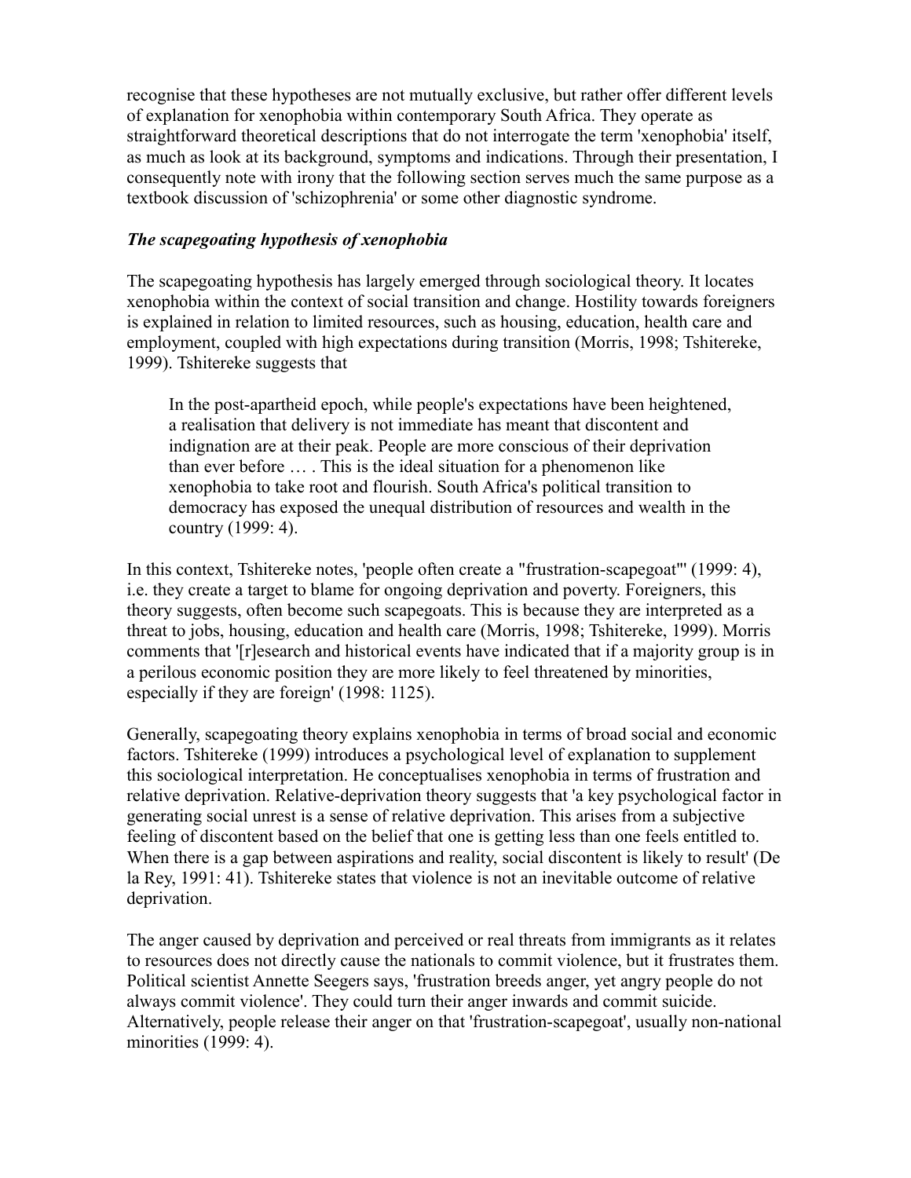recognise that these hypotheses are not mutually exclusive, but rather offer different levels of explanation for xenophobia within contemporary South Africa. They operate as straightforward theoretical descriptions that do not interrogate the term 'xenophobia' itself, as much as look at its background, symptoms and indications. Through their presentation, I consequently note with irony that the following section serves much the same purpose as a textbook discussion of 'schizophrenia' or some other diagnostic syndrome.

### *The scapegoating hypothesis of xenophobia*

The scapegoating hypothesis has largely emerged through sociological theory. It locates xenophobia within the context of social transition and change. Hostility towards foreigners is explained in relation to limited resources, such as housing, education, health care and employment, coupled with high expectations during transition (Morris, 1998; Tshitereke, 1999). Tshitereke suggests that

> In the post-apartheid epoch, while people's expectations have been heightened, a realisation that delivery is not immediate has meant that discontent and indignation are at their peak. People are more conscious of their deprivation than ever before … . This is the ideal situation for a phenomenon like xenophobia to take root and flourish. South Africa's political transition to democracy has exposed the unequal distribution of resources and wealth in the country (1999: 4).

In this context, Tshitereke notes, 'people often create a "frustration-scapegoat"' (1999: 4), i.e. they create a target to blame for ongoing deprivation and poverty. Foreigners, this theory suggests, often become such scapegoats. This is because they are interpreted as a threat to jobs, housing, education and health care (Morris, 1998; Tshitereke, 1999). Morris comments that '[r]esearch and historical events have indicated that if a majority group is in a perilous economic position they are more likely to feel threatened by minorities, especially if they are foreign' (1998: 1125).

Generally, scapegoating theory explains xenophobia in terms of broad social and economic factors. Tshitereke (1999) introduces a psychological level of explanation to supplement this sociological interpretation. He conceptualises xenophobia in terms of frustration and relative deprivation. Relative-deprivation theory suggests that 'a key psychological factor in generating social unrest is a sense of relative deprivation. This arises from a subjective feeling of discontent based on the belief that one is getting less than one feels entitled to. When there is a gap between aspirations and reality, social discontent is likely to result' (De la Rey, 1991: 41). Tshitereke states that violence is not an inevitable outcome of relative deprivation.

The anger caused by deprivation and perceived or real threats from immigrants as it relates to resources does not directly cause the nationals to commit violence, but it frustrates them. Political scientist Annette Seegers says, 'frustration breeds anger, yet angry people do not always commit violence'. They could turn their anger inwards and commit suicide. Alternatively, people release their anger on that 'frustration-scapegoat', usually non-national minorities (1999: 4).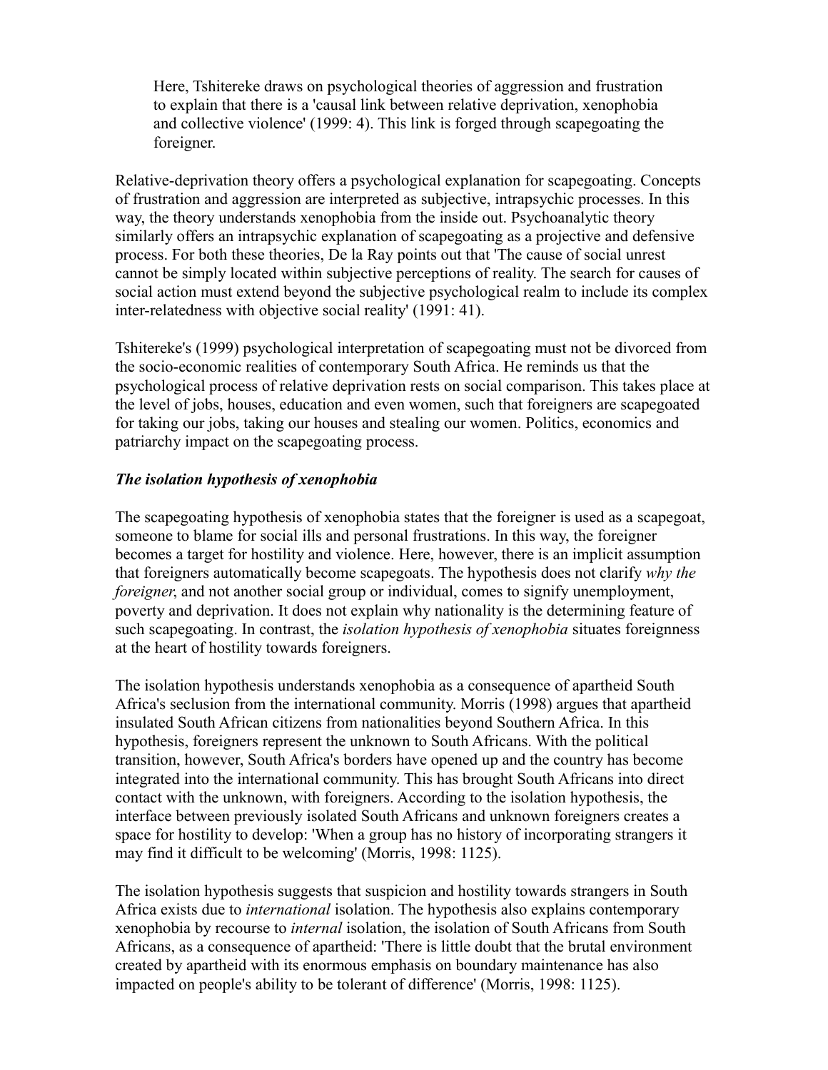> Here, Tshitereke draws on psychological theories of aggression and frustration to explain that there is a 'causal link between relative deprivation, xenophobia and collective violence' (1999: 4). This link is forged through scapegoating the foreigner.

Relative-deprivation theory offers a psychological explanation for scapegoating. Concepts of frustration and aggression are interpreted as subjective, intrapsychic processes. In this way, the theory understands xenophobia from the inside out. Psychoanalytic theory similarly offers an intrapsychic explanation of scapegoating as a projective and defensive process. For both these theories, De la Ray points out that 'The cause of social unrest cannot be simply located within subjective perceptions of reality. The search for causes of social action must extend beyond the subjective psychological realm to include its complex inter-relatedness with objective social reality' (1991: 41).

Tshitereke's (1999) psychological interpretation of scapegoating must not be divorced from the socio-economic realities of contemporary South Africa. He reminds us that the psychological process of relative deprivation rests on social comparison. This takes place at the level of jobs, houses, education and even women, such that foreigners are scapegoated for taking our jobs, taking our houses and stealing our women. Politics, economics and patriarchy impact on the scapegoating process.

### *The isolation hypothesis of xenophobia*

The scapegoating hypothesis of xenophobia states that the foreigner is used as a scapegoat, someone to blame for social ills and personal frustrations. In this way, the foreigner becomes a target for hostility and violence. Here, however, there is an implicit assumption that foreigners automatically become scapegoats. The hypothesis does not clarify *why the foreigner*, and not another social group or individual, comes to signify unemployment, poverty and deprivation. It does not explain why nationality is the determining feature of such scapegoating. In contrast, the *isolation hypothesis of xenophobia* situates foreignness at the heart of hostility towards foreigners.

The isolation hypothesis understands xenophobia as a consequence of apartheid South Africa's seclusion from the international community. Morris (1998) argues that apartheid insulated South African citizens from nationalities beyond Southern Africa. In this hypothesis, foreigners represent the unknown to South Africans. With the political transition, however, South Africa's borders have opened up and the country has become integrated into the international community. This has brought South Africans into direct contact with the unknown, with foreigners. According to the isolation hypothesis, the interface between previously isolated South Africans and unknown foreigners creates a space for hostility to develop: 'When a group has no history of incorporating strangers it may find it difficult to be welcoming' (Morris, 1998: 1125).

The isolation hypothesis suggests that suspicion and hostility towards strangers in South Africa exists due to *international* isolation. The hypothesis also explains contemporary xenophobia by recourse to *internal* isolation, the isolation of South Africans from South Africans, as a consequence of apartheid: 'There is little doubt that the brutal environment created by apartheid with its enormous emphasis on boundary maintenance has also impacted on people's ability to be tolerant of difference' (Morris, 1998: 1125).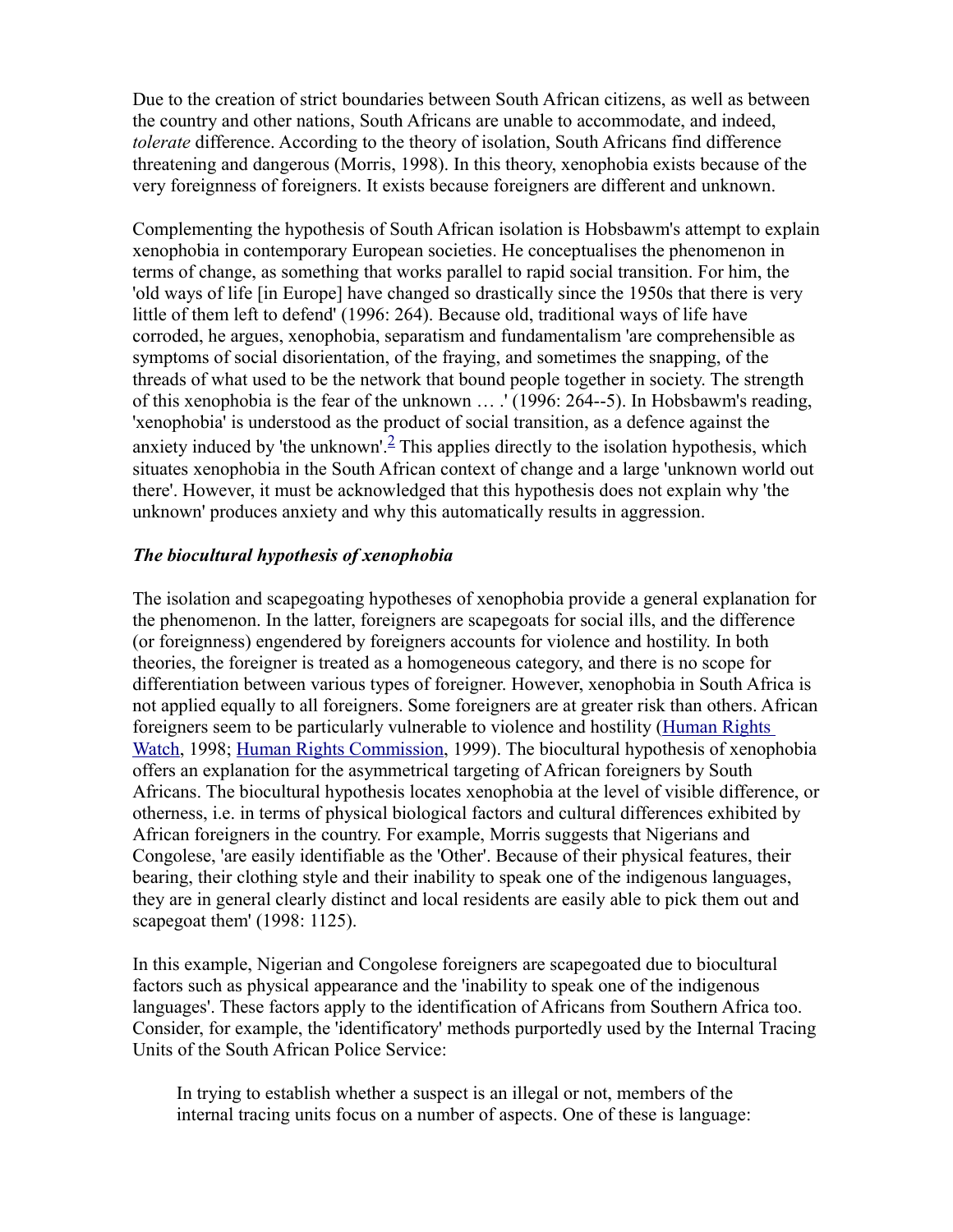Due to the creation of strict boundaries between South African citizens, as well as between the country and other nations, South Africans are unable to accommodate, and indeed, *tolerate* difference. According to the theory of isolation, South Africans find difference threatening and dangerous (Morris, 1998). In this theory, xenophobia exists because of the very foreignness of foreigners. It exists because foreigners are different and unknown.

Complementing the hypothesis of South African isolation is Hobsbawm's attempt to explain xenophobia in contemporary European societies. He conceptualises the phenomenon in terms of change, as something that works parallel to rapid social transition. For him, the 'old ways of life [in Europe] have changed so drastically since the 1950s that there is very little of them left to defend' (1996: 264). Because old, traditional ways of life have corroded, he argues, xenophobia, separatism and fundamentalism 'are comprehensible as symptoms of social disorientation, of the fraying, and sometimes the snapping, of the threads of what used to be the network that bound people together in society. The strength of this xenophobia is the fear of the unknown … .' (1996: 264--5). In Hobsbawm's reading, 'xenophobia' is understood as the product of social transition, as a defence against the anxiety induced by 'the unknown'.[2] This applies directly to the isolation hypothesis, which situates xenophobia in the South African context of change and a large 'unknown world out there'. However, it must be acknowledged that this hypothesis does not explain why 'the unknown' produces anxiety and why this automatically results in aggression.

### *The biocultural hypothesis of xenophobia*

The isolation and scapegoating hypotheses of xenophobia provide a general explanation for the phenomenon. In the latter, foreigners are scapegoats for social ills, and the difference (or foreignness) engendered by foreigners accounts for violence and hostility. In both theories, the foreigner is treated as a homogeneous category, and there is no scope for differentiation between various types of foreigner. However, xenophobia in South Africa is not applied equally to all foreigners. Some foreigners are at greater risk than others. African foreigners seem to be particularly vulnerable to violence and hostility (Human Rights Watch, 1998; Human Rights Commission, 1999). The biocultural hypothesis of xenophobia offers an explanation for the asymmetrical targeting of African foreigners by South Africans. The biocultural hypothesis locates xenophobia at the level of visible difference, or otherness, i.e. in terms of physical biological factors and cultural differences exhibited by African foreigners in the country. For example, Morris suggests that Nigerians and Congolese, 'are easily identifiable as the 'Other'. Because of their physical features, their bearing, their clothing style and their inability to speak one of the indigenous languages, they are in general clearly distinct and local residents are easily able to pick them out and scapegoat them' (1998: 1125).

In this example, Nigerian and Congolese foreigners are scapegoated due to biocultural factors such as physical appearance and the 'inability to speak one of the indigenous languages'. These factors apply to the identification of Africans from Southern Africa too. Consider, for example, the 'identificatory' methods purportedly used by the Internal Tracing Units of the South African Police Service:

> In trying to establish whether a suspect is an illegal or not, members of the internal tracing units focus on a number of aspects. One of these is language: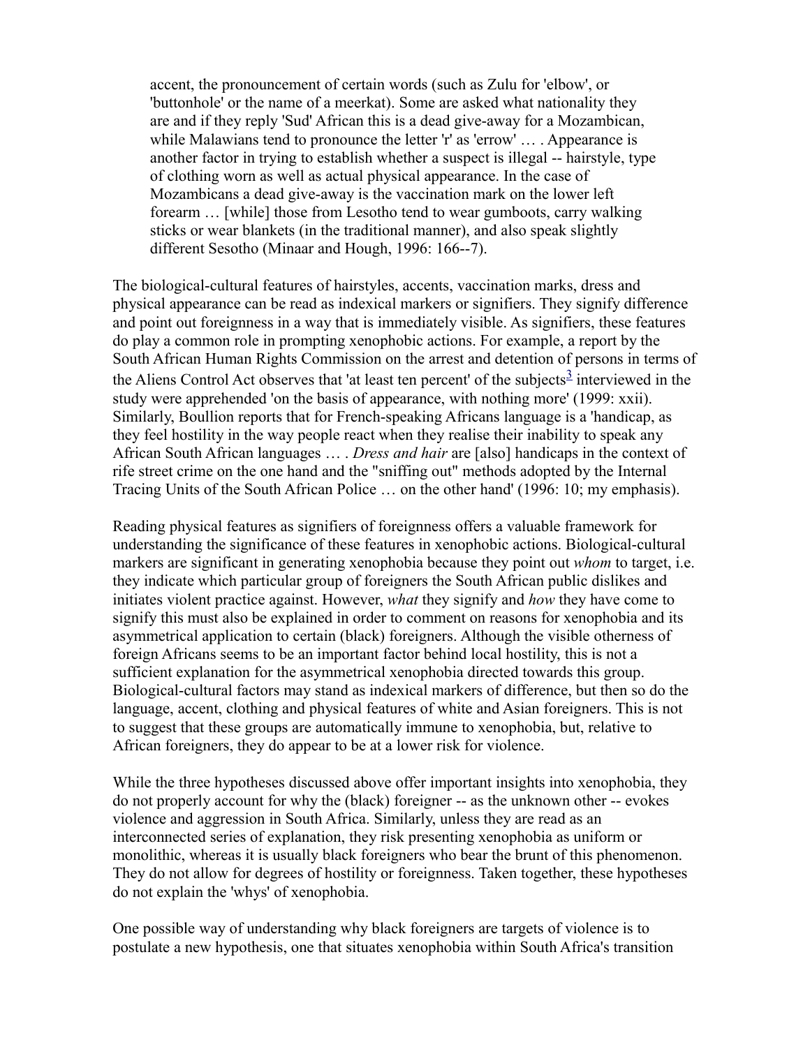> accent, the pronouncement of certain words (such as Zulu for 'elbow', or 'buttonhole' or the name of a meerkat). Some are asked what nationality they are and if they reply 'Sud' African this is a dead give-away for a Mozambican, while Malawians tend to pronounce the letter 'r' as 'errow' … . Appearance is another factor in trying to establish whether a suspect is illegal -- hairstyle, type of clothing worn as well as actual physical appearance. In the case of Mozambicans a dead give-away is the vaccination mark on the lower left forearm … [while] those from Lesotho tend to wear gumboots, carry walking sticks or wear blankets (in the traditional manner), and also speak slightly different Sesotho (Minaar and Hough, 1996: 166--7).

The biological-cultural features of hairstyles, accents, vaccination marks, dress and physical appearance can be read as indexical markers or signifiers. They signify difference and point out foreignness in a way that is immediately visible. As signifiers, these features do play a common role in prompting xenophobic actions. For example, a report by the South African Human Rights Commission on the arrest and detention of persons in terms of the Aliens Control Act observes that 'at least ten percent' of the subjects[3] interviewed in the study were apprehended 'on the basis of appearance, with nothing more' (1999: xxii). Similarly, Boullion reports that for French-speaking Africans language is a 'handicap, as they feel hostility in the way people react when they realise their inability to speak any African South African languages … . *Dress and hair* are [also] handicaps in the context of rife street crime on the one hand and the "sniffing out" methods adopted by the Internal Tracing Units of the South African Police … on the other hand' (1996: 10; my emphasis).

Reading physical features as signifiers of foreignness offers a valuable framework for understanding the significance of these features in xenophobic actions. Biological-cultural markers are significant in generating xenophobia because they point out *whom* to target, i.e. they indicate which particular group of foreigners the South African public dislikes and initiates violent practice against. However, *what* they signify and *how* they have come to signify this must also be explained in order to comment on reasons for xenophobia and its asymmetrical application to certain (black) foreigners. Although the visible otherness of foreign Africans seems to be an important factor behind local hostility, this is not a sufficient explanation for the asymmetrical xenophobia directed towards this group. Biological-cultural factors may stand as indexical markers of difference, but then so do the language, accent, clothing and physical features of white and Asian foreigners. This is not to suggest that these groups are automatically immune to xenophobia, but, relative to African foreigners, they do appear to be at a lower risk for violence.

While the three hypotheses discussed above offer important insights into xenophobia, they do not properly account for why the (black) foreigner -- as the unknown other -- evokes violence and aggression in South Africa. Similarly, unless they are read as an interconnected series of explanation, they risk presenting xenophobia as uniform or monolithic, whereas it is usually black foreigners who bear the brunt of this phenomenon. They do not allow for degrees of hostility or foreignness. Taken together, these hypotheses do not explain the 'whys' of xenophobia.

One possible way of understanding why black foreigners are targets of violence is to postulate a new hypothesis, one that situates xenophobia within South Africa's transition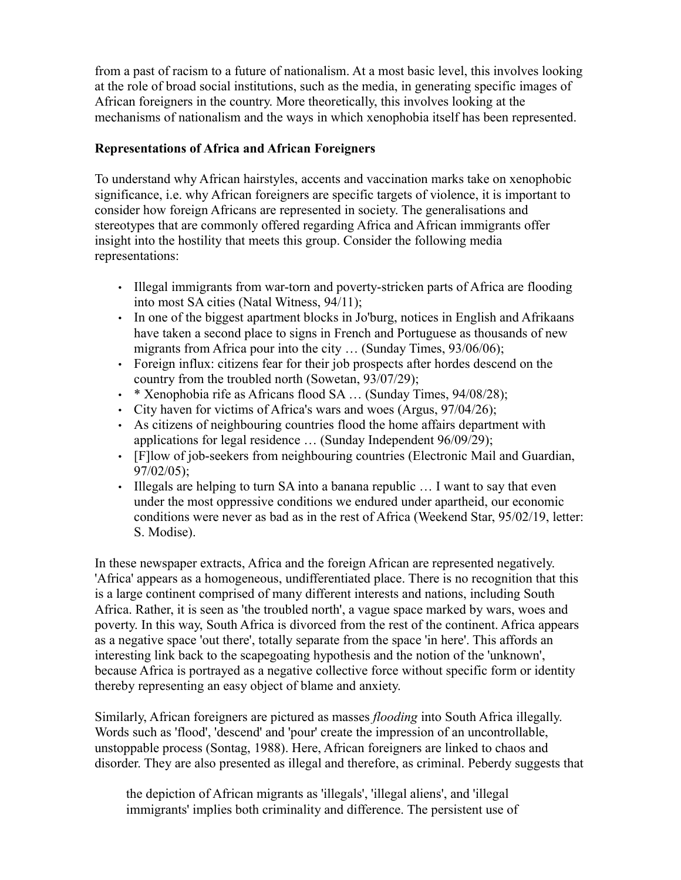from a past of racism to a future of nationalism. At a most basic level, this involves looking at the role of broad social institutions, such as the media, in generating specific images of African foreigners in the country. More theoretically, this involves looking at the mechanisms of nationalism and the ways in which xenophobia itself has been represented.

**Representations of Africa and African Foreigners**

To understand why African hairstyles, accents and vaccination marks take on xenophobic significance, i.e. why African foreigners are specific targets of violence, it is important to consider how foreign Africans are represented in society. The generalisations and stereotypes that are commonly offered regarding Africa and African immigrants offer insight into the hostility that meets this group. Consider the following media representations:

- Illegal immigrants from war-torn and poverty-stricken parts of Africa are flooding into most SA cities (Natal Witness, 94/11);
- In one of the biggest apartment blocks in Jo'burg, notices in English and Afrikaans have taken a second place to signs in French and Portuguese as thousands of new migrants from Africa pour into the city … (Sunday Times, 93/06/06);
- Foreign influx: citizens fear for their job prospects after hordes descend on the country from the troubled north (Sowetan, 93/07/29);
- * Xenophobia rife as Africans flood SA … (Sunday Times, 94/08/28);
- City haven for victims of Africa's wars and woes (Argus, 97/04/26);
- As citizens of neighbouring countries flood the home affairs department with applications for legal residence … (Sunday Independent 96/09/29);
- [F]low of job-seekers from neighbouring countries (Electronic Mail and Guardian, 97/02/05);
- Illegals are helping to turn SA into a banana republic … I want to say that even under the most oppressive conditions we endured under apartheid, our economic conditions were never as bad as in the rest of Africa (Weekend Star, 95/02/19, letter: S. Modise).

In these newspaper extracts, Africa and the foreign African are represented negatively. 'Africa' appears as a homogeneous, undifferentiated place. There is no recognition that this is a large continent comprised of many different interests and nations, including South Africa. Rather, it is seen as 'the troubled north', a vague space marked by wars, woes and poverty. In this way, South Africa is divorced from the rest of the continent. Africa appears as a negative space 'out there', totally separate from the space 'in here'. This affords an interesting link back to the scapegoating hypothesis and the notion of the 'unknown', because Africa is portrayed as a negative collective force without specific form or identity thereby representing an easy object of blame and anxiety.

Similarly, African foreigners are pictured as masses *flooding* into South Africa illegally. Words such as 'flood', 'descend' and 'pour' create the impression of an uncontrollable, unstoppable process (Sontag, 1988). Here, African foreigners are linked to chaos and disorder. They are also presented as illegal and therefore, as criminal. Peberdy suggests that

> the depiction of African migrants as 'illegals', 'illegal aliens', and 'illegal immigrants' implies both criminality and difference. The persistent use of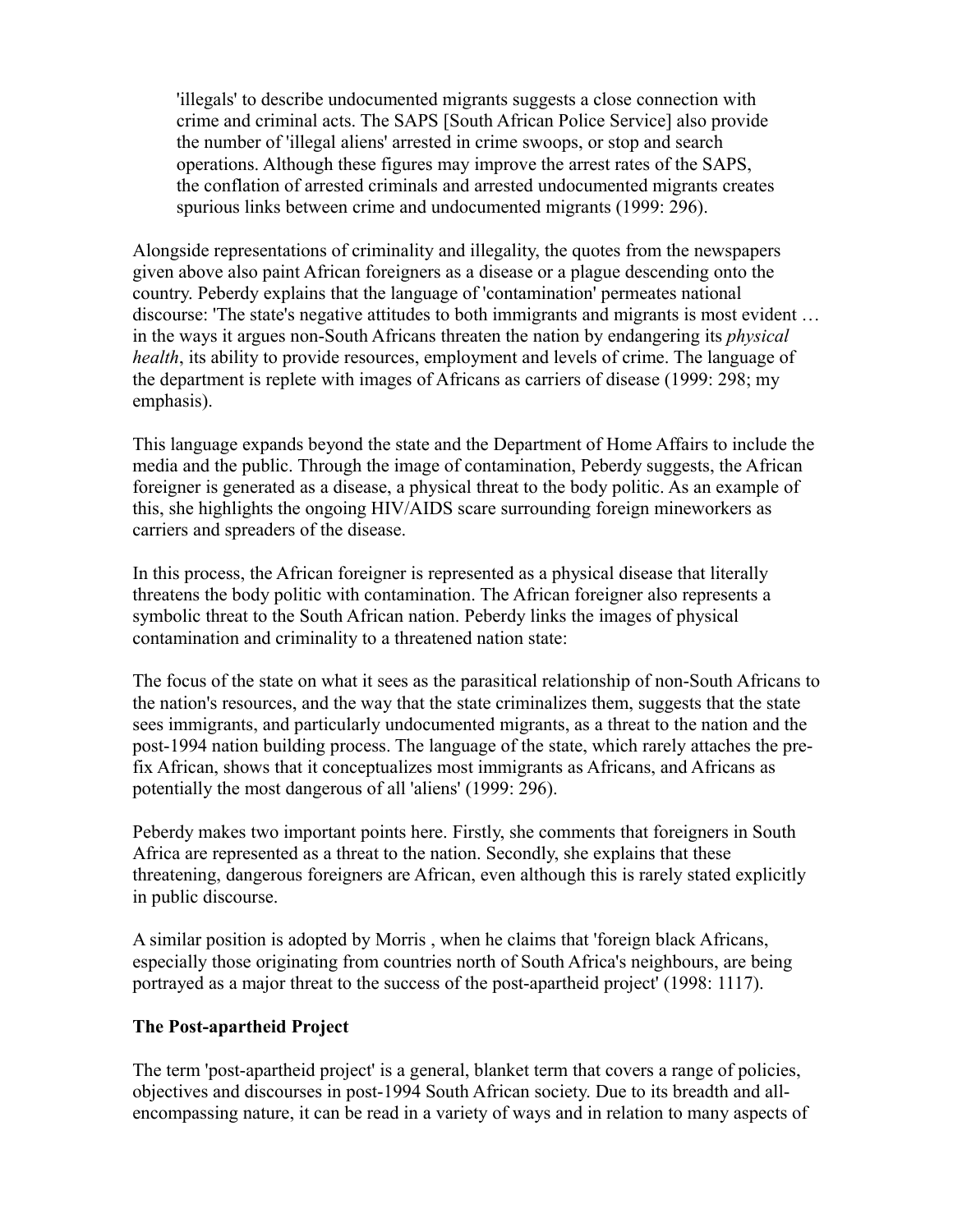> 'illegals' to describe undocumented migrants suggests a close connection with crime and criminal acts. The SAPS [South African Police Service] also provide the number of 'illegal aliens' arrested in crime swoops, or stop and search operations. Although these figures may improve the arrest rates of the SAPS, the conflation of arrested criminals and arrested undocumented migrants creates spurious links between crime and undocumented migrants (1999: 296).

Alongside representations of criminality and illegality, the quotes from the newspapers given above also paint African foreigners as a disease or a plague descending onto the country. Peberdy explains that the language of 'contamination' permeates national discourse: 'The state's negative attitudes to both immigrants and migrants is most evident … in the ways it argues non-South Africans threaten the nation by endangering its *physical health*, its ability to provide resources, employment and levels of crime. The language of the department is replete with images of Africans as carriers of disease (1999: 298; my emphasis).

This language expands beyond the state and the Department of Home Affairs to include the media and the public. Through the image of contamination, Peberdy suggests, the African foreigner is generated as a disease, a physical threat to the body politic. As an example of this, she highlights the ongoing HIV/AIDS scare surrounding foreign mineworkers as carriers and spreaders of the disease.

In this process, the African foreigner is represented as a physical disease that literally threatens the body politic with contamination. The African foreigner also represents a symbolic threat to the South African nation. Peberdy links the images of physical contamination and criminality to a threatened nation state:

The focus of the state on what it sees as the parasitical relationship of non-South Africans to the nation's resources, and the way that the state criminalizes them, suggests that the state sees immigrants, and particularly undocumented migrants, as a threat to the nation and the post-1994 nation building process. The language of the state, which rarely attaches the pre-fix African, shows that it conceptualizes most immigrants as Africans, and Africans as potentially the most dangerous of all 'aliens' (1999: 296).

Peberdy makes two important points here. Firstly, she comments that foreigners in South Africa are represented as a threat to the nation. Secondly, she explains that these threatening, dangerous foreigners are African, even although this is rarely stated explicitly in public discourse.

A similar position is adopted by Morris , when he claims that 'foreign black Africans, especially those originating from countries north of South Africa's neighbours, are being portrayed as a major threat to the success of the post-apartheid project' (1998: 1117).

**The Post-apartheid Project**

The term 'post-apartheid project' is a general, blanket term that covers a range of policies, objectives and discourses in post-1994 South African society. Due to its breadth and all-encompassing nature, it can be read in a variety of ways and in relation to many aspects of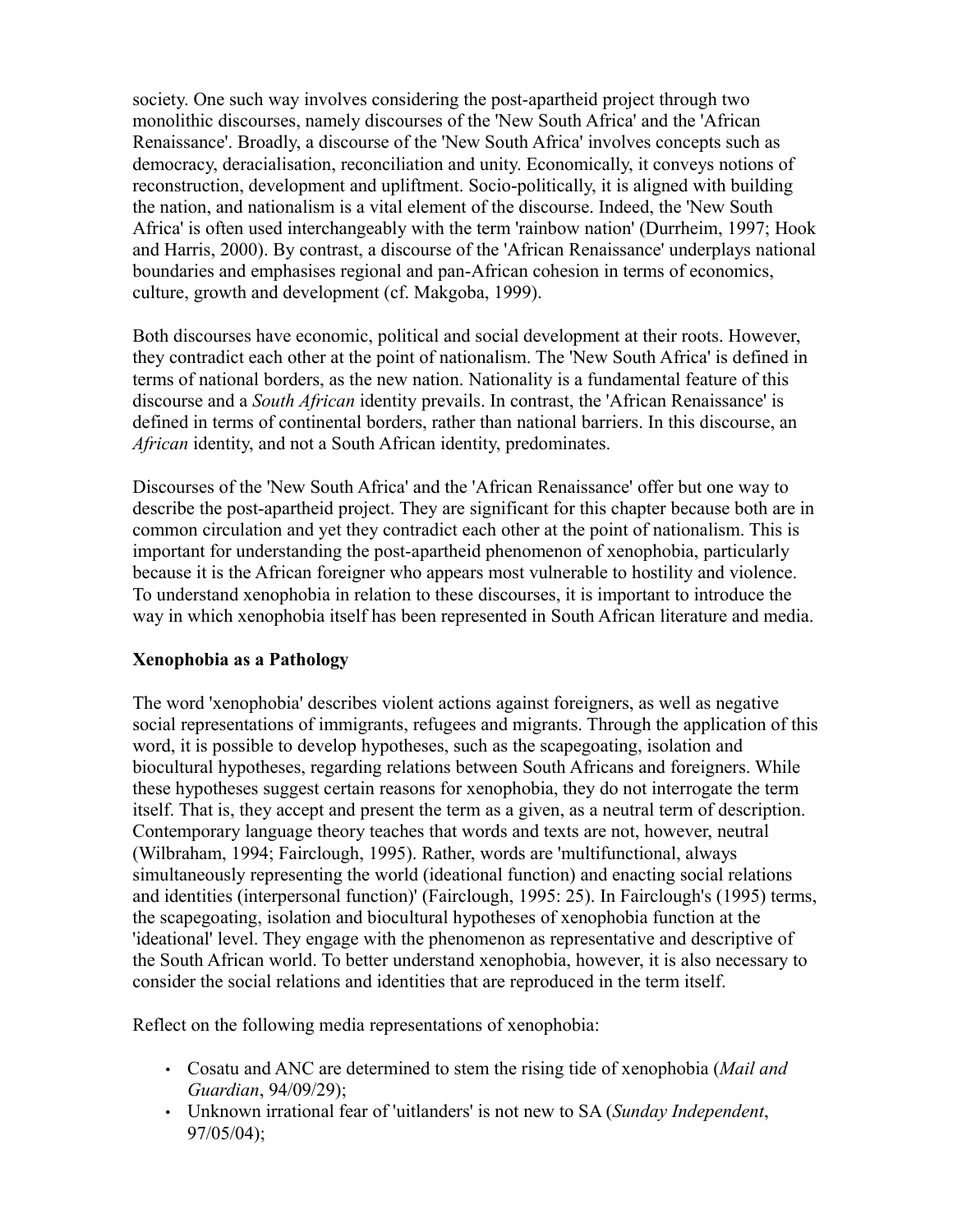society. One such way involves considering the post-apartheid project through two monolithic discourses, namely discourses of the 'New South Africa' and the 'African Renaissance'. Broadly, a discourse of the 'New South Africa' involves concepts such as democracy, deracialisation, reconciliation and unity. Economically, it conveys notions of reconstruction, development and upliftment. Socio-politically, it is aligned with building the nation, and nationalism is a vital element of the discourse. Indeed, the 'New South Africa' is often used interchangeably with the term 'rainbow nation' (Durrheim, 1997; Hook and Harris, 2000). By contrast, a discourse of the 'African Renaissance' underplays national boundaries and emphasises regional and pan-African cohesion in terms of economics, culture, growth and development (cf. Makgoba, 1999).

Both discourses have economic, political and social development at their roots. However, they contradict each other at the point of nationalism. The 'New South Africa' is defined in terms of national borders, as the new nation. Nationality is a fundamental feature of this discourse and a *South African* identity prevails. In contrast, the 'African Renaissance' is defined in terms of continental borders, rather than national barriers. In this discourse, an *African* identity, and not a South African identity, predominates.

Discourses of the 'New South Africa' and the 'African Renaissance' offer but one way to describe the post-apartheid project. They are significant for this chapter because both are in common circulation and yet they contradict each other at the point of nationalism. This is important for understanding the post-apartheid phenomenon of xenophobia, particularly because it is the African foreigner who appears most vulnerable to hostility and violence. To understand xenophobia in relation to these discourses, it is important to introduce the way in which xenophobia itself has been represented in South African literature and media.

**Xenophobia as a Pathology**

The word 'xenophobia' describes violent actions against foreigners, as well as negative social representations of immigrants, refugees and migrants. Through the application of this word, it is possible to develop hypotheses, such as the scapegoating, isolation and biocultural hypotheses, regarding relations between South Africans and foreigners. While these hypotheses suggest certain reasons for xenophobia, they do not interrogate the term itself. That is, they accept and present the term as a given, as a neutral term of description. Contemporary language theory teaches that words and texts are not, however, neutral (Wilbraham, 1994; Fairclough, 1995). Rather, words are 'multifunctional, always simultaneously representing the world (ideational function) and enacting social relations and identities (interpersonal function)' (Fairclough, 1995: 25). In Fairclough's (1995) terms, the scapegoating, isolation and biocultural hypotheses of xenophobia function at the 'ideational' level. They engage with the phenomenon as representative and descriptive of the South African world. To better understand xenophobia, however, it is also necessary to consider the social relations and identities that are reproduced in the term itself.

Reflect on the following media representations of xenophobia:

- Cosatu and ANC are determined to stem the rising tide of xenophobia (*Mail and Guardian*, 94/09/29);
- Unknown irrational fear of 'uitlanders' is not new to SA (*Sunday Independent*, 97/05/04);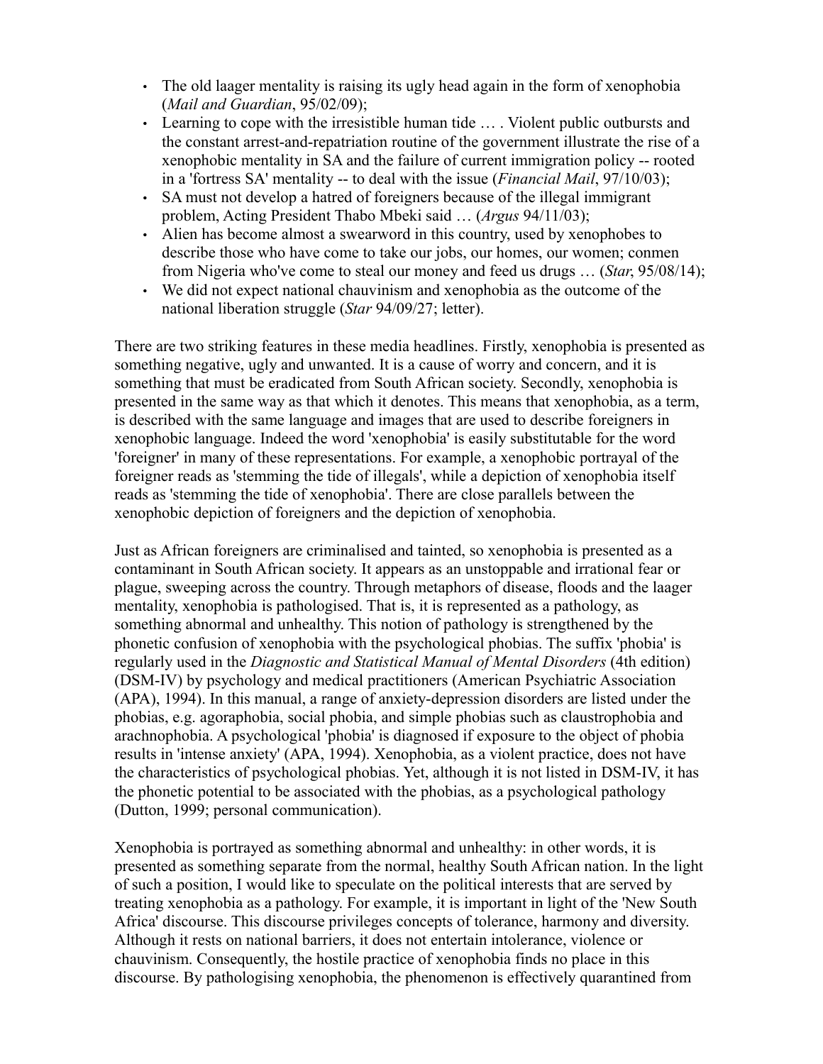- The old laager mentality is raising its ugly head again in the form of xenophobia (*Mail and Guardian*, 95/02/09);
- Learning to cope with the irresistible human tide … . Violent public outbursts and the constant arrest-and-repatriation routine of the government illustrate the rise of a xenophobic mentality in SA and the failure of current immigration policy -- rooted in a 'fortress SA' mentality -- to deal with the issue (*Financial Mail*, 97/10/03);
- SA must not develop a hatred of foreigners because of the illegal immigrant problem, Acting President Thabo Mbeki said … (*Argus* 94/11/03);
- Alien has become almost a swearword in this country, used by xenophobes to describe those who have come to take our jobs, our homes, our women; conmen from Nigeria who've come to steal our money and feed us drugs … (*Star*, 95/08/14);
- We did not expect national chauvinism and xenophobia as the outcome of the national liberation struggle (*Star* 94/09/27; letter).

There are two striking features in these media headlines. Firstly, xenophobia is presented as something negative, ugly and unwanted. It is a cause of worry and concern, and it is something that must be eradicated from South African society. Secondly, xenophobia is presented in the same way as that which it denotes. This means that xenophobia, as a term, is described with the same language and images that are used to describe foreigners in xenophobic language. Indeed the word 'xenophobia' is easily substitutable for the word 'foreigner' in many of these representations. For example, a xenophobic portrayal of the foreigner reads as 'stemming the tide of illegals', while a depiction of xenophobia itself reads as 'stemming the tide of xenophobia'. There are close parallels between the xenophobic depiction of foreigners and the depiction of xenophobia.

Just as African foreigners are criminalised and tainted, so xenophobia is presented as a contaminant in South African society. It appears as an unstoppable and irrational fear or plague, sweeping across the country. Through metaphors of disease, floods and the laager mentality, xenophobia is pathologised. That is, it is represented as a pathology, as something abnormal and unhealthy. This notion of pathology is strengthened by the phonetic confusion of xenophobia with the psychological phobias. The suffix 'phobia' is regularly used in the *Diagnostic and Statistical Manual of Mental Disorders* (4th edition) (DSM-IV) by psychology and medical practitioners (American Psychiatric Association (APA), 1994). In this manual, a range of anxiety-depression disorders are listed under the phobias, e.g. agoraphobia, social phobia, and simple phobias such as claustrophobia and arachnophobia. A psychological 'phobia' is diagnosed if exposure to the object of phobia results in 'intense anxiety' (APA, 1994). Xenophobia, as a violent practice, does not have the characteristics of psychological phobias. Yet, although it is not listed in DSM-IV, it has the phonetic potential to be associated with the phobias, as a psychological pathology (Dutton, 1999; personal communication).

Xenophobia is portrayed as something abnormal and unhealthy: in other words, it is presented as something separate from the normal, healthy South African nation. In the light of such a position, I would like to speculate on the political interests that are served by treating xenophobia as a pathology. For example, it is important in light of the 'New South Africa' discourse. This discourse privileges concepts of tolerance, harmony and diversity. Although it rests on national barriers, it does not entertain intolerance, violence or chauvinism. Consequently, the hostile practice of xenophobia finds no place in this discourse. By pathologising xenophobia, the phenomenon is effectively quarantined from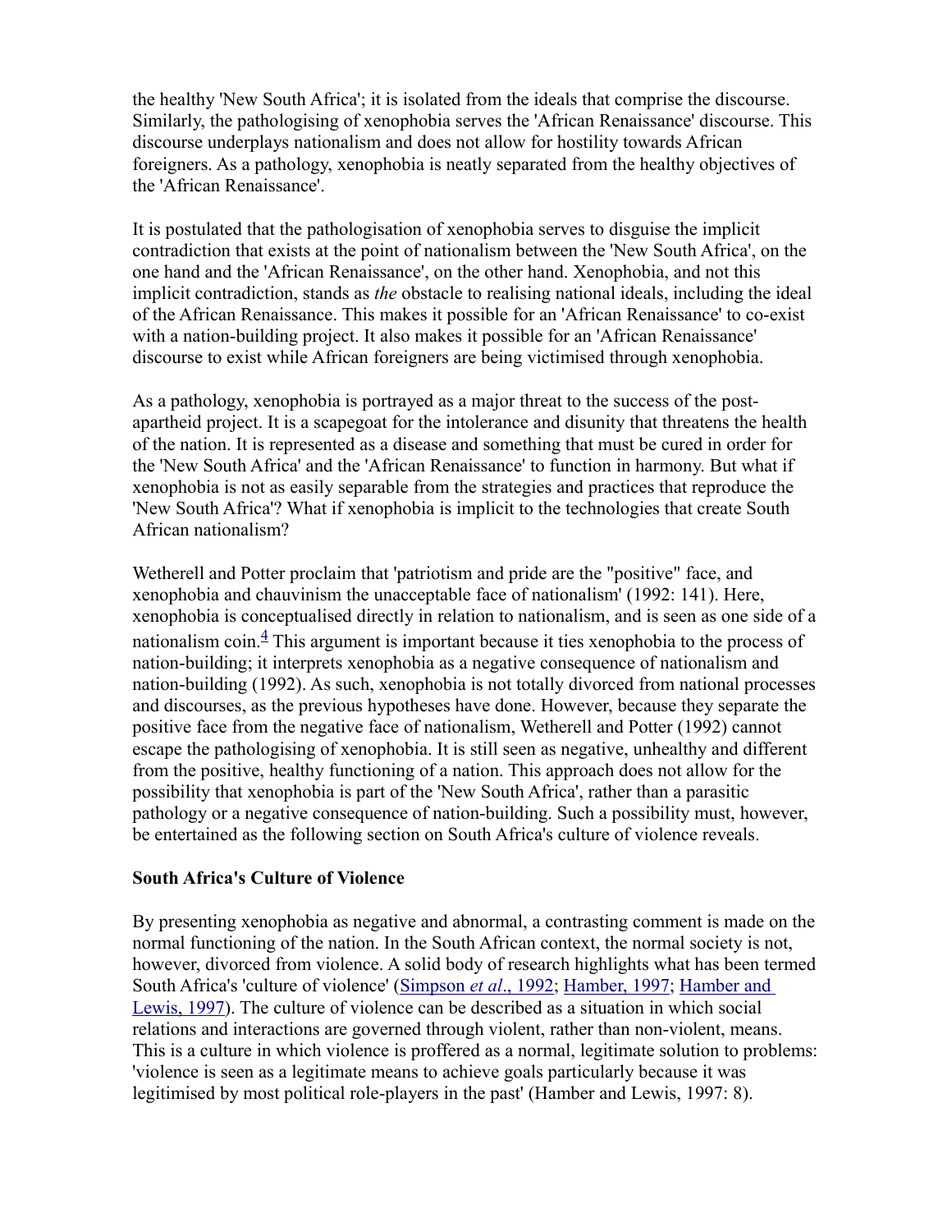the healthy 'New South Africa'; it is isolated from the ideals that comprise the discourse. Similarly, the pathologising of xenophobia serves the 'African Renaissance' discourse. This discourse underplays nationalism and does not allow for hostility towards African foreigners. As a pathology, xenophobia is neatly separated from the healthy objectives of the 'African Renaissance'.

It is postulated that the pathologisation of xenophobia serves to disguise the implicit contradiction that exists at the point of nationalism between the 'New South Africa', on the one hand and the 'African Renaissance', on the other hand. Xenophobia, and not this implicit contradiction, stands as *the* obstacle to realising national ideals, including the ideal of the African Renaissance. This makes it possible for an 'African Renaissance' to co-exist with a nation-building project. It also makes it possible for an 'African Renaissance' discourse to exist while African foreigners are being victimised through xenophobia.

As a pathology, xenophobia is portrayed as a major threat to the success of the post-apartheid project. It is a scapegoat for the intolerance and disunity that threatens the health of the nation. It is represented as a disease and something that must be cured in order for the 'New South Africa' and the 'African Renaissance' to function in harmony. But what if xenophobia is not as easily separable from the strategies and practices that reproduce the 'New South Africa'? What if xenophobia is implicit to the technologies that create South African nationalism?

Wetherell and Potter proclaim that 'patriotism and pride are the "positive" face, and xenophobia and chauvinism the unacceptable face of nationalism' (1992: 141). Here, xenophobia is conceptualised directly in relation to nationalism, and is seen as one side of a nationalism coin.[4] This argument is important because it ties xenophobia to the process of nation-building; it interprets xenophobia as a negative consequence of nationalism and nation-building (1992). As such, xenophobia is not totally divorced from national processes and discourses, as the previous hypotheses have done. However, because they separate the positive face from the negative face of nationalism, Wetherell and Potter (1992) cannot escape the pathologising of xenophobia. It is still seen as negative, unhealthy and different from the positive, healthy functioning of a nation. This approach does not allow for the possibility that xenophobia is part of the 'New South Africa', rather than a parasitic pathology or a negative consequence of nation-building. Such a possibility must, however, be entertained as the following section on South Africa's culture of violence reveals.

**South Africa's Culture of Violence**

By presenting xenophobia as negative and abnormal, a contrasting comment is made on the normal functioning of the nation. In the South African context, the normal society is not, however, divorced from violence. A solid body of research highlights what has been termed South Africa's 'culture of violence' (Simpson *et al*., 1992; Hamber, 1997; Hamber and Lewis, 1997). The culture of violence can be described as a situation in which social relations and interactions are governed through violent, rather than non-violent, means. This is a culture in which violence is proffered as a normal, legitimate solution to problems: 'violence is seen as a legitimate means to achieve goals particularly because it was legitimised by most political role-players in the past' (Hamber and Lewis, 1997: 8).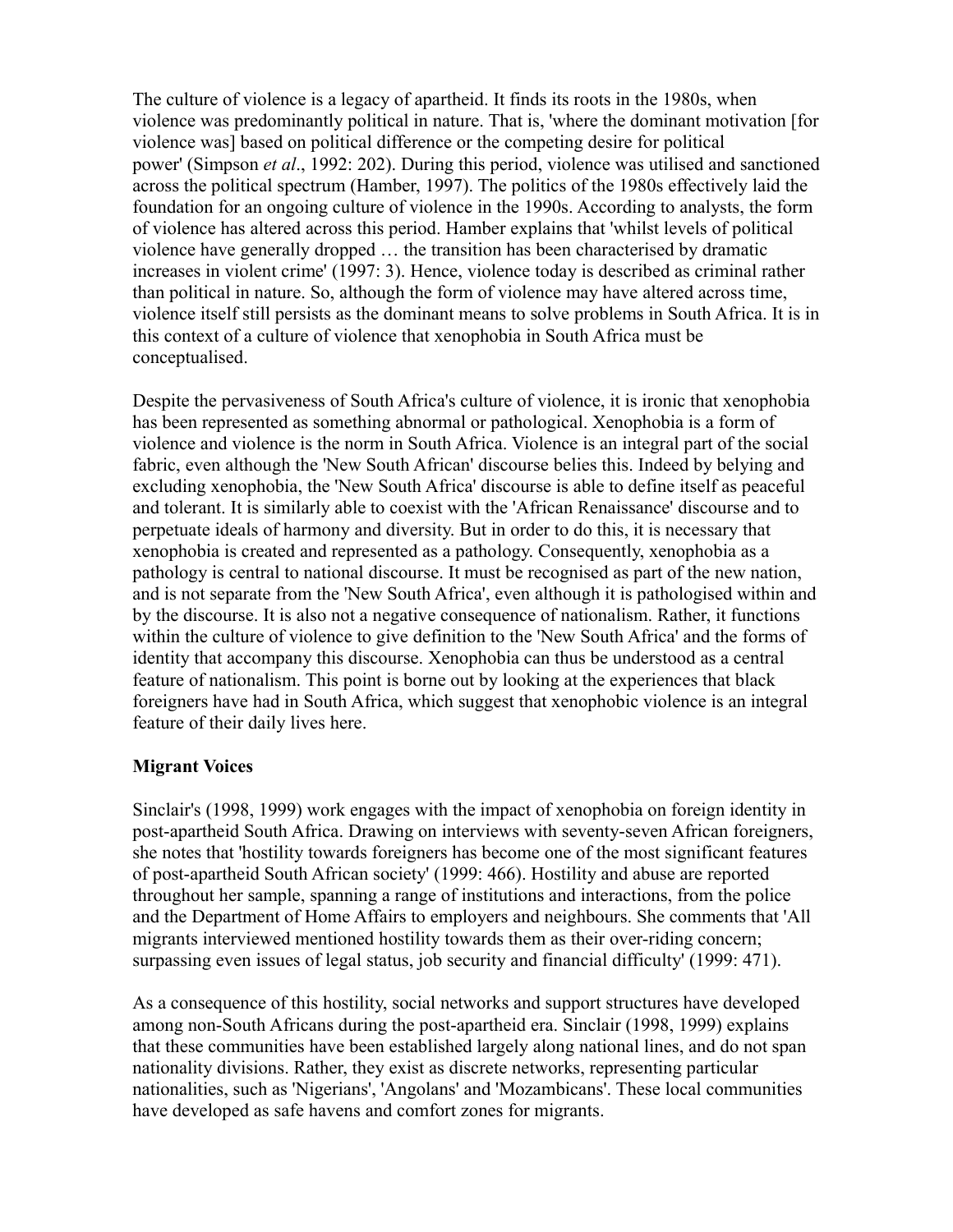The culture of violence is a legacy of apartheid. It finds its roots in the 1980s, when violence was predominantly political in nature. That is, 'where the dominant motivation [for violence was] based on political difference or the competing desire for political power' (Simpson *et al*., 1992: 202). During this period, violence was utilised and sanctioned across the political spectrum (Hamber, 1997). The politics of the 1980s effectively laid the foundation for an ongoing culture of violence in the 1990s. According to analysts, the form of violence has altered across this period. Hamber explains that 'whilst levels of political violence have generally dropped … the transition has been characterised by dramatic increases in violent crime' (1997: 3). Hence, violence today is described as criminal rather than political in nature. So, although the form of violence may have altered across time, violence itself still persists as the dominant means to solve problems in South Africa. It is in this context of a culture of violence that xenophobia in South Africa must be conceptualised.

Despite the pervasiveness of South Africa's culture of violence, it is ironic that xenophobia has been represented as something abnormal or pathological. Xenophobia is a form of violence and violence is the norm in South Africa. Violence is an integral part of the social fabric, even although the 'New South African' discourse belies this. Indeed by belying and excluding xenophobia, the 'New South Africa' discourse is able to define itself as peaceful and tolerant. It is similarly able to coexist with the 'African Renaissance' discourse and to perpetuate ideals of harmony and diversity. But in order to do this, it is necessary that xenophobia is created and represented as a pathology. Consequently, xenophobia as a pathology is central to national discourse. It must be recognised as part of the new nation, and is not separate from the 'New South Africa', even although it is pathologised within and by the discourse. It is also not a negative consequence of nationalism. Rather, it functions within the culture of violence to give definition to the 'New South Africa' and the forms of identity that accompany this discourse. Xenophobia can thus be understood as a central feature of nationalism. This point is borne out by looking at the experiences that black foreigners have had in South Africa, which suggest that xenophobic violence is an integral feature of their daily lives here.

**Migrant Voices**

Sinclair's (1998, 1999) work engages with the impact of xenophobia on foreign identity in post-apartheid South Africa. Drawing on interviews with seventy-seven African foreigners, she notes that 'hostility towards foreigners has become one of the most significant features of post-apartheid South African society' (1999: 466). Hostility and abuse are reported throughout her sample, spanning a range of institutions and interactions, from the police and the Department of Home Affairs to employers and neighbours. She comments that 'All migrants interviewed mentioned hostility towards them as their over-riding concern; surpassing even issues of legal status, job security and financial difficulty' (1999: 471).

As a consequence of this hostility, social networks and support structures have developed among non-South Africans during the post-apartheid era. Sinclair (1998, 1999) explains that these communities have been established largely along national lines, and do not span nationality divisions. Rather, they exist as discrete networks, representing particular nationalities, such as 'Nigerians', 'Angolans' and 'Mozambicans'. These local communities have developed as safe havens and comfort zones for migrants.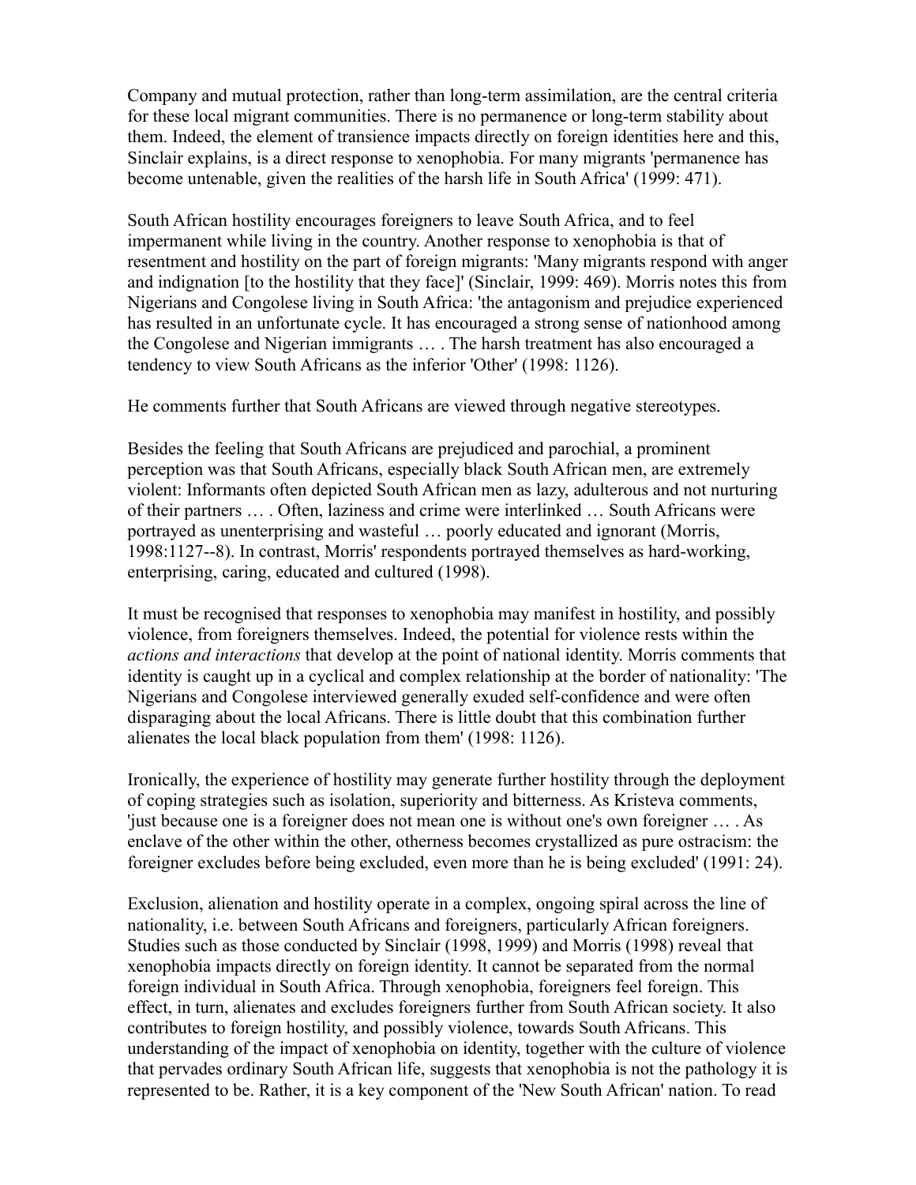Company and mutual protection, rather than long-term assimilation, are the central criteria for these local migrant communities. There is no permanence or long-term stability about them. Indeed, the element of transience impacts directly on foreign identities here and this, Sinclair explains, is a direct response to xenophobia. For many migrants 'permanence has become untenable, given the realities of the harsh life in South Africa' (1999: 471).

South African hostility encourages foreigners to leave South Africa, and to feel impermanent while living in the country. Another response to xenophobia is that of resentment and hostility on the part of foreign migrants: 'Many migrants respond with anger and indignation [to the hostility that they face]' (Sinclair, 1999: 469). Morris notes this from Nigerians and Congolese living in South Africa: 'the antagonism and prejudice experienced has resulted in an unfortunate cycle. It has encouraged a strong sense of nationhood among the Congolese and Nigerian immigrants … . The harsh treatment has also encouraged a tendency to view South Africans as the inferior 'Other' (1998: 1126).

He comments further that South Africans are viewed through negative stereotypes.

Besides the feeling that South Africans are prejudiced and parochial, a prominent perception was that South Africans, especially black South African men, are extremely violent: Informants often depicted South African men as lazy, adulterous and not nurturing of their partners … . Often, laziness and crime were interlinked … South Africans were portrayed as unenterprising and wasteful … poorly educated and ignorant (Morris, 1998:1127--8). In contrast, Morris' respondents portrayed themselves as hard-working, enterprising, caring, educated and cultured (1998).

It must be recognised that responses to xenophobia may manifest in hostility, and possibly violence, from foreigners themselves. Indeed, the potential for violence rests within the *actions and interactions* that develop at the point of national identity. Morris comments that identity is caught up in a cyclical and complex relationship at the border of nationality: 'The Nigerians and Congolese interviewed generally exuded self-confidence and were often disparaging about the local Africans. There is little doubt that this combination further alienates the local black population from them' (1998: 1126).

Ironically, the experience of hostility may generate further hostility through the deployment of coping strategies such as isolation, superiority and bitterness. As Kristeva comments, 'just because one is a foreigner does not mean one is without one's own foreigner … . As enclave of the other within the other, otherness becomes crystallized as pure ostracism: the foreigner excludes before being excluded, even more than he is being excluded' (1991: 24).

Exclusion, alienation and hostility operate in a complex, ongoing spiral across the line of nationality, i.e. between South Africans and foreigners, particularly African foreigners. Studies such as those conducted by Sinclair (1998, 1999) and Morris (1998) reveal that xenophobia impacts directly on foreign identity. It cannot be separated from the normal foreign individual in South Africa. Through xenophobia, foreigners feel foreign. This effect, in turn, alienates and excludes foreigners further from South African society. It also contributes to foreign hostility, and possibly violence, towards South Africans. This understanding of the impact of xenophobia on identity, together with the culture of violence that pervades ordinary South African life, suggests that xenophobia is not the pathology it is represented to be. Rather, it is a key component of the 'New South African' nation. To read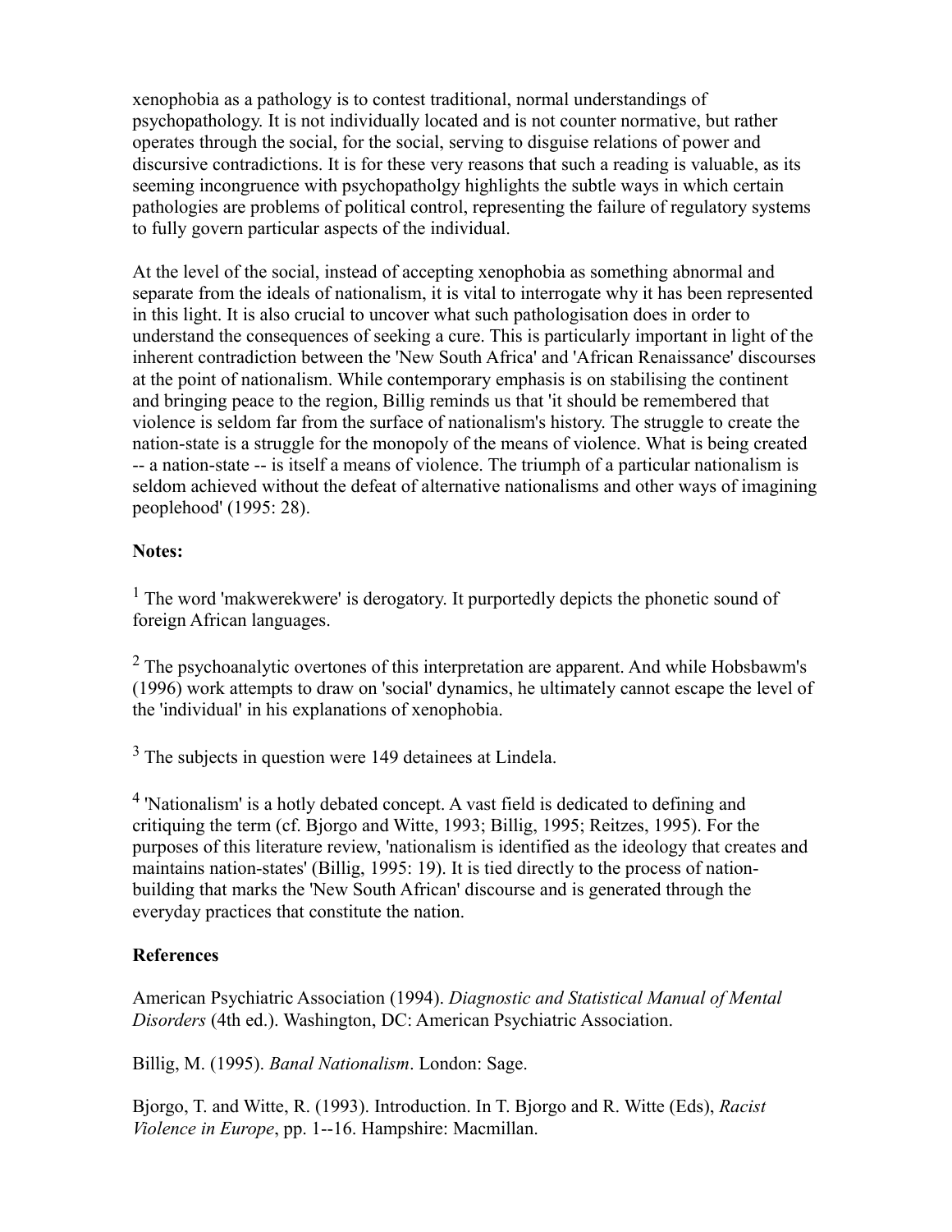xenophobia as a pathology is to contest traditional, normal understandings of psychopathology. It is not individually located and is not counter normative, but rather operates through the social, for the social, serving to disguise relations of power and discursive contradictions. It is for these very reasons that such a reading is valuable, as its seeming incongruence with psychopatholgy highlights the subtle ways in which certain pathologies are problems of political control, representing the failure of regulatory systems to fully govern particular aspects of the individual.

At the level of the social, instead of accepting xenophobia as something abnormal and separate from the ideals of nationalism, it is vital to interrogate why it has been represented in this light. It is also crucial to uncover what such pathologisation does in order to understand the consequences of seeking a cure. This is particularly important in light of the inherent contradiction between the 'New South Africa' and 'African Renaissance' discourses at the point of nationalism. While contemporary emphasis is on stabilising the continent and bringing peace to the region, Billig reminds us that 'it should be remembered that violence is seldom far from the surface of nationalism's history. The struggle to create the nation-state is a struggle for the monopoly of the means of violence. What is being created -- a nation-state -- is itself a means of violence. The triumph of a particular nationalism is seldom achieved without the defeat of alternative nationalisms and other ways of imagining peoplehood' (1995: 28).

**Notes:**

[1] The word 'makwerekwere' is derogatory. It purportedly depicts the phonetic sound of foreign African languages.

[2] The psychoanalytic overtones of this interpretation are apparent. And while Hobsbawm's (1996) work attempts to draw on 'social' dynamics, he ultimately cannot escape the level of the 'individual' in his explanations of xenophobia.

[3] The subjects in question were 149 detainees at Lindela.

[4] 'Nationalism' is a hotly debated concept. A vast field is dedicated to defining and critiquing the term (cf. Bjorgo and Witte, 1993; Billig, 1995; Reitzes, 1995). For the purposes of this literature review, 'nationalism is identified as the ideology that creates and maintains nation-states' (Billig, 1995: 19). It is tied directly to the process of nation-building that marks the 'New South African' discourse and is generated through the everyday practices that constitute the nation.

**References**

American Psychiatric Association (1994). *Diagnostic and Statistical Manual of Mental Disorders* (4th ed.). Washington, DC: American Psychiatric Association.

Billig, M. (1995). *Banal Nationalism*. London: Sage.

Bjorgo, T. and Witte, R. (1993). Introduction. In T. Bjorgo and R. Witte (Eds), *Racist Violence in Europe*, pp. 1--16. Hampshire: Macmillan.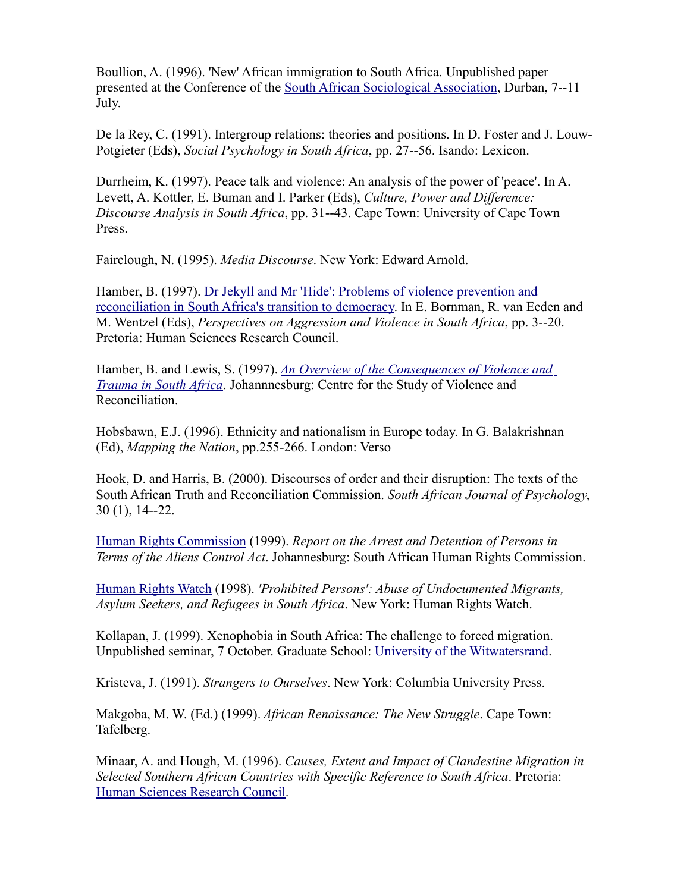Boullion, A. (1996). 'New' African immigration to South Africa. Unpublished paper presented at the Conference of the South African Sociological Association, Durban, 7--11 July.

De la Rey, C. (1991). Intergroup relations: theories and positions. In D. Foster and J. Louw-Potgieter (Eds), *Social Psychology in South Africa*, pp. 27--56. Isando: Lexicon.

Durrheim, K. (1997). Peace talk and violence: An analysis of the power of 'peace'. In A. Levett, A. Kottler, E. Buman and I. Parker (Eds), *Culture, Power and Difference: Discourse Analysis in South Africa*, pp. 31--43. Cape Town: University of Cape Town Press.

Fairclough, N. (1995). *Media Discourse*. New York: Edward Arnold.

Hamber, B. (1997). Dr Jekyll and Mr 'Hide': Problems of violence prevention and reconciliation in South Africa's transition to democracy. In E. Bornman, R. van Eeden and M. Wentzel (Eds), *Perspectives on Aggression and Violence in South Africa*, pp. 3--20. Pretoria: Human Sciences Research Council.

Hamber, B. and Lewis, S. (1997). *An Overview of the Consequences of Violence and Trauma in South Africa*. Johannnesburg: Centre for the Study of Violence and Reconciliation.

Hobsbawn, E.J. (1996). Ethnicity and nationalism in Europe today. In G. Balakrishnan (Ed), *Mapping the Nation*, pp.255-266. London: Verso

Hook, D. and Harris, B. (2000). Discourses of order and their disruption: The texts of the South African Truth and Reconciliation Commission. *South African Journal of Psychology*, 30 (1), 14--22.

Human Rights Commission (1999). *Report on the Arrest and Detention of Persons in Terms of the Aliens Control Act*. Johannesburg: South African Human Rights Commission.

Human Rights Watch (1998). *'Prohibited Persons': Abuse of Undocumented Migrants, Asylum Seekers, and Refugees in South Africa*. New York: Human Rights Watch.

Kollapan, J. (1999). Xenophobia in South Africa: The challenge to forced migration. Unpublished seminar, 7 October. Graduate School: University of the Witwatersrand.

Kristeva, J. (1991). *Strangers to Ourselves*. New York: Columbia University Press.

Makgoba, M. W. (Ed.) (1999). *African Renaissance: The New Struggle*. Cape Town: Tafelberg.

Minaar, A. and Hough, M. (1996). *Causes, Extent and Impact of Clandestine Migration in Selected Southern African Countries with Specific Reference to South Africa*. Pretoria: Human Sciences Research Council.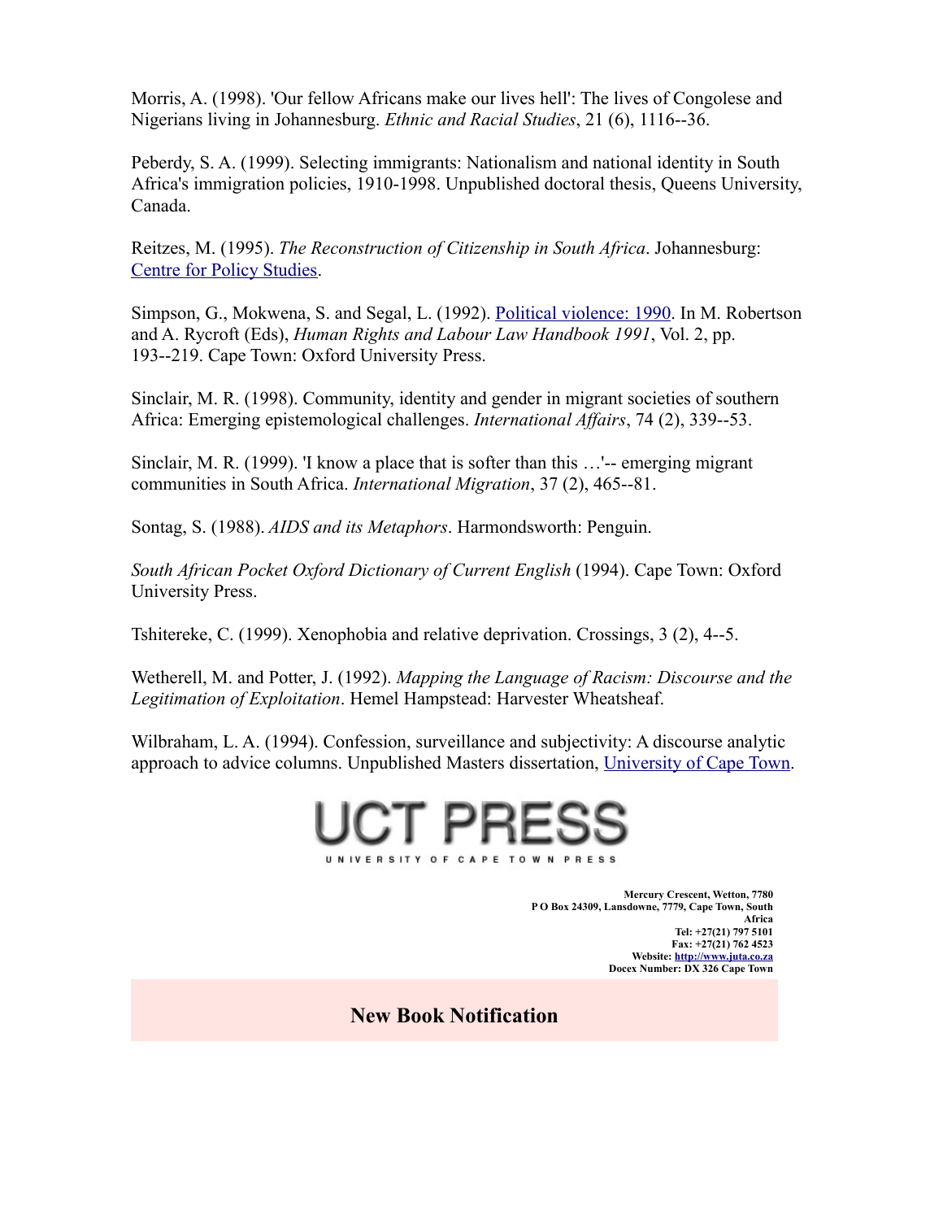Morris, A. (1998). 'Our fellow Africans make our lives hell': The lives of Congolese and Nigerians living in Johannesburg. *Ethnic and Racial Studies*, 21 (6), 1116--36.

Peberdy, S. A. (1999). Selecting immigrants: Nationalism and national identity in South Africa's immigration policies, 1910-1998. Unpublished doctoral thesis, Queens University, Canada.

Reitzes, M. (1995). *The Reconstruction of Citizenship in South Africa*. Johannesburg: Centre for Policy Studies.

Simpson, G., Mokwena, S. and Segal, L. (1992). Political violence: 1990. In M. Robertson and A. Rycroft (Eds), *Human Rights and Labour Law Handbook 1991*, Vol. 2, pp. 193--219. Cape Town: Oxford University Press.

Sinclair, M. R. (1998). Community, identity and gender in migrant societies of southern Africa: Emerging epistemological challenges. *International Affairs*, 74 (2), 339--53.

Sinclair, M. R. (1999). 'I know a place that is softer than this …'-- emerging migrant communities in South Africa. *International Migration*, 37 (2), 465--81.

Sontag, S. (1988). *AIDS and its Metaphors*. Harmondsworth: Penguin.

*South African Pocket Oxford Dictionary of Current English* (1994). Cape Town: Oxford University Press.

Tshitereke, C. (1999). Xenophobia and relative deprivation. Crossings, 3 (2), 4--5.

Wetherell, M. and Potter, J. (1992). *Mapping the Language of Racism: Discourse and the Legitimation of Exploitation*. Hemel Hampstead: Harvester Wheatsheaf.

Wilbraham, L. A. (1994). Confession, surveillance and subjectivity: A discourse analytic approach to advice columns. Unpublished Masters dissertation, University of Cape Town.

UCT PRESS

UNIVERSITY OF CAPE TOWN PRESS

**Mercury Crescent, Wetton, 7780**
**P O Box 24309, Lansdowne, 7779, Cape Town, South Africa**
**Tel: +27(21) 797 5101**
**Fax: +27(21) 762 4523**
**Website: http://www.juta.co.za**
**Docex Number: DX 326 Cape Town**

## New Book Notification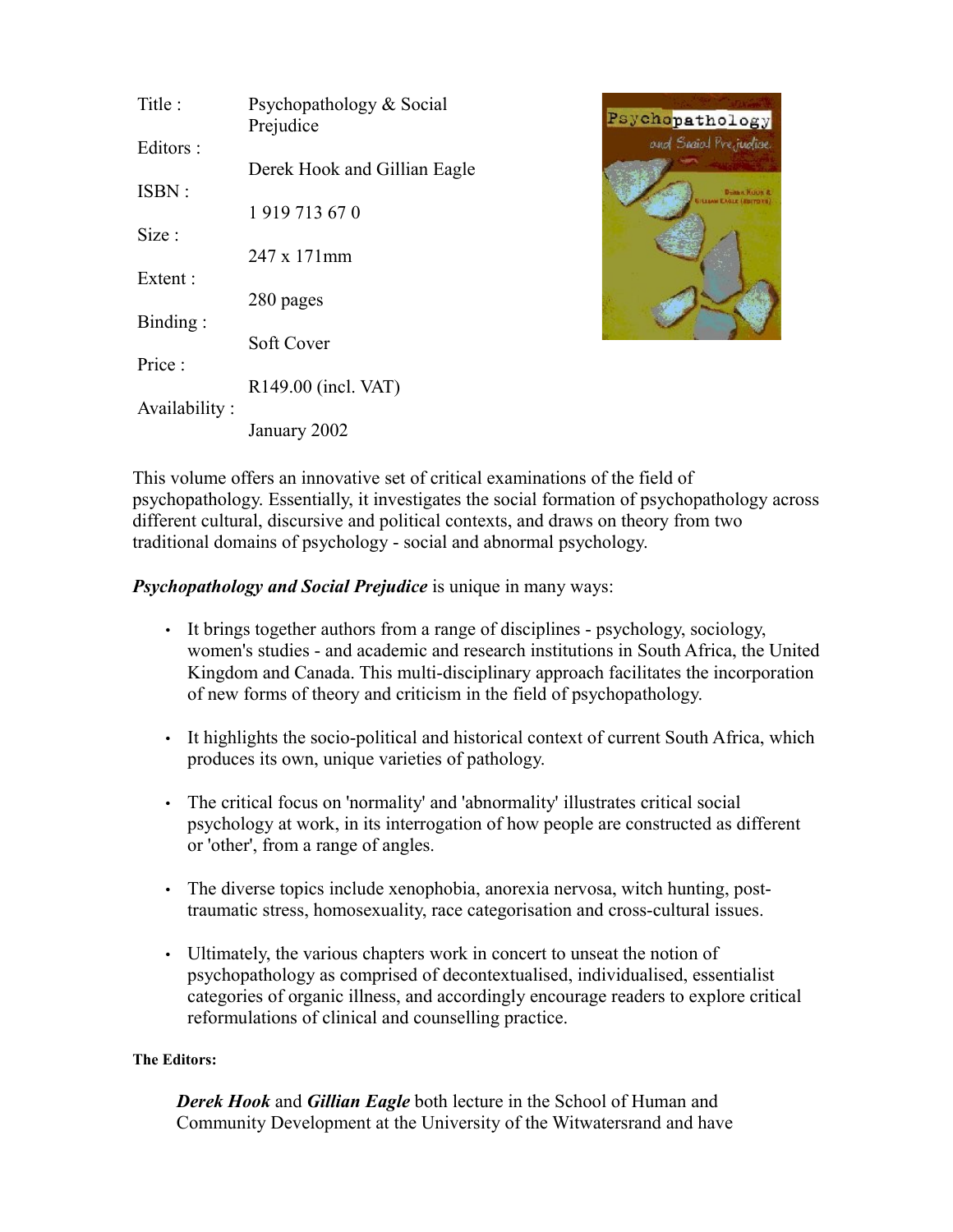| | |
|---|---|
| Title : | Psychopathology & Social Prejudice |
| Editors : | Derek Hook and Gillian Eagle |
| ISBN : | 1 919 713 67 0 |
| Size : | 247 x 171mm |
| Extent : | 280 pages |
| Binding : | Soft Cover |
| Price : | R149.00 (incl. VAT) |
| Availability : | January 2002 |

This volume offers an innovative set of critical examinations of the field of psychopathology. Essentially, it investigates the social formation of psychopathology across different cultural, discursive and political contexts, and draws on theory from two traditional domains of psychology - social and abnormal psychology.

***Psychopathology and Social Prejudice*** is unique in many ways:

- It brings together authors from a range of disciplines - psychology, sociology, women's studies - and academic and research institutions in South Africa, the United Kingdom and Canada. This multi-disciplinary approach facilitates the incorporation of new forms of theory and criticism in the field of psychopathology.
- It highlights the socio-political and historical context of current South Africa, which produces its own, unique varieties of pathology.
- The critical focus on 'normality' and 'abnormality' illustrates critical social psychology at work, in its interrogation of how people are constructed as different or 'other', from a range of angles.
- The diverse topics include xenophobia, anorexia nervosa, witch hunting, post-traumatic stress, homosexuality, race categorisation and cross-cultural issues.
- Ultimately, the various chapters work in concert to unseat the notion of psychopathology as comprised of decontextualised, individualised, essentialist categories of organic illness, and accordingly encourage readers to explore critical reformulations of clinical and counselling practice.

**The Editors:**

***Derek Hook*** and ***Gillian Eagle*** both lecture in the School of Human and Community Development at the University of the Witwatersrand and have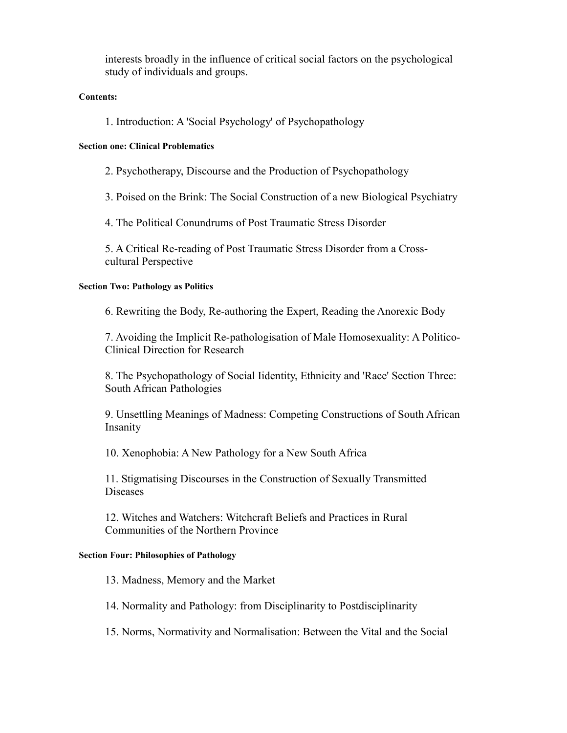interests broadly in the influence of critical social factors on the psychological study of individuals and groups.

**Contents:**

1. Introduction: A 'Social Psychology' of Psychopathology

**Section one: Clinical Problematics**

2. Psychotherapy, Discourse and the Production of Psychopathology

3. Poised on the Brink: The Social Construction of a new Biological Psychiatry

4. The Political Conundrums of Post Traumatic Stress Disorder

5. A Critical Re-reading of Post Traumatic Stress Disorder from a Cross-cultural Perspective

**Section Two: Pathology as Politics**

6. Rewriting the Body, Re-authoring the Expert, Reading the Anorexic Body

7. Avoiding the Implicit Re-pathologisation of Male Homosexuality: A Politico-Clinical Direction for Research

8. The Psychopathology of Social Iidentity, Ethnicity and 'Race' Section Three: South African Pathologies

9. Unsettling Meanings of Madness: Competing Constructions of South African Insanity

10. Xenophobia: A New Pathology for a New South Africa

11. Stigmatising Discourses in the Construction of Sexually Transmitted Diseases

12. Witches and Watchers: Witchcraft Beliefs and Practices in Rural Communities of the Northern Province

**Section Four: Philosophies of Pathology**

13. Madness, Memory and the Market

14. Normality and Pathology: from Disciplinarity to Postdisciplinarity

15. Norms, Normativity and Normalisation: Between the Vital and the Social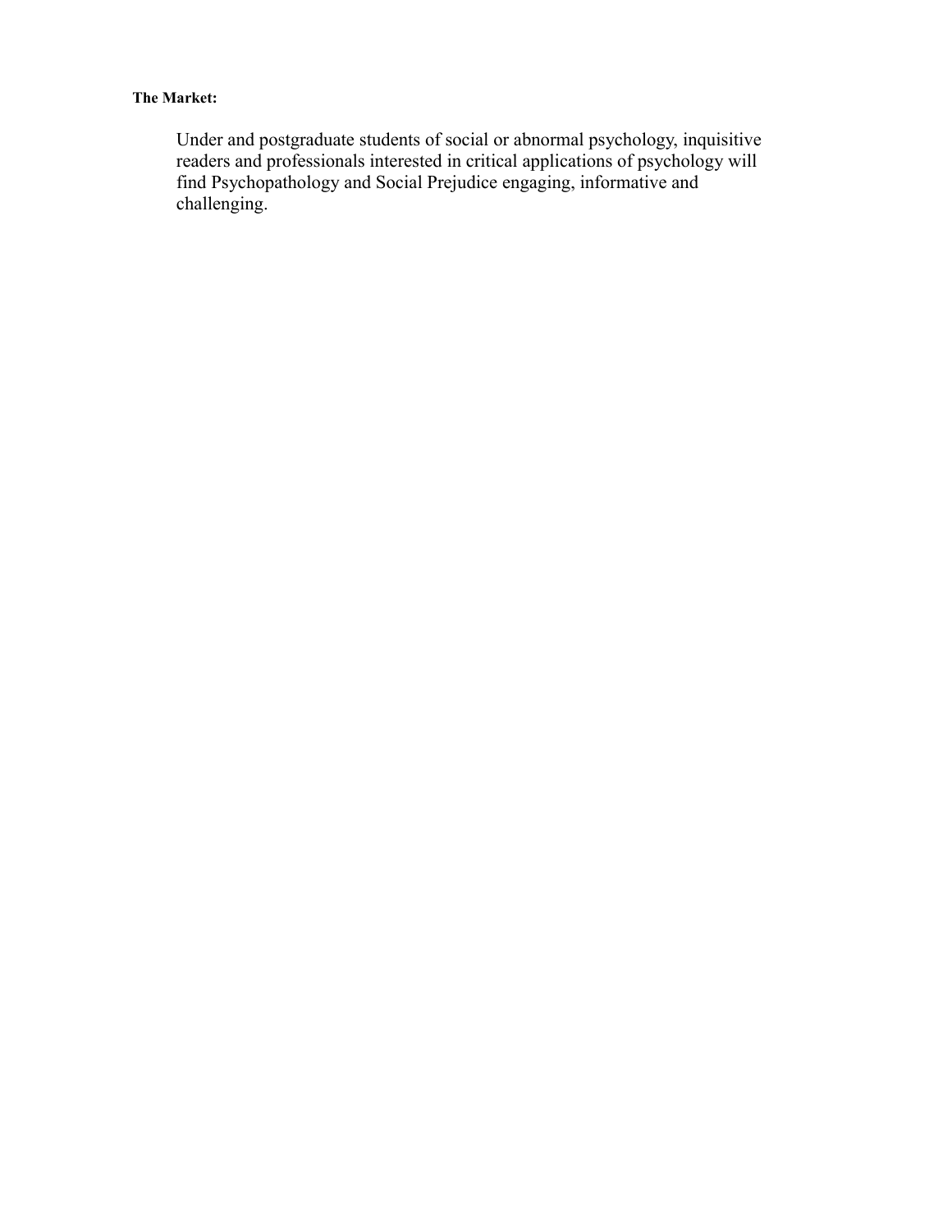**The Market:**

Under and postgraduate students of social or abnormal psychology, inquisitive readers and professionals interested in critical applications of psychology will find Psychopathology and Social Prejudice engaging, informative and challenging.